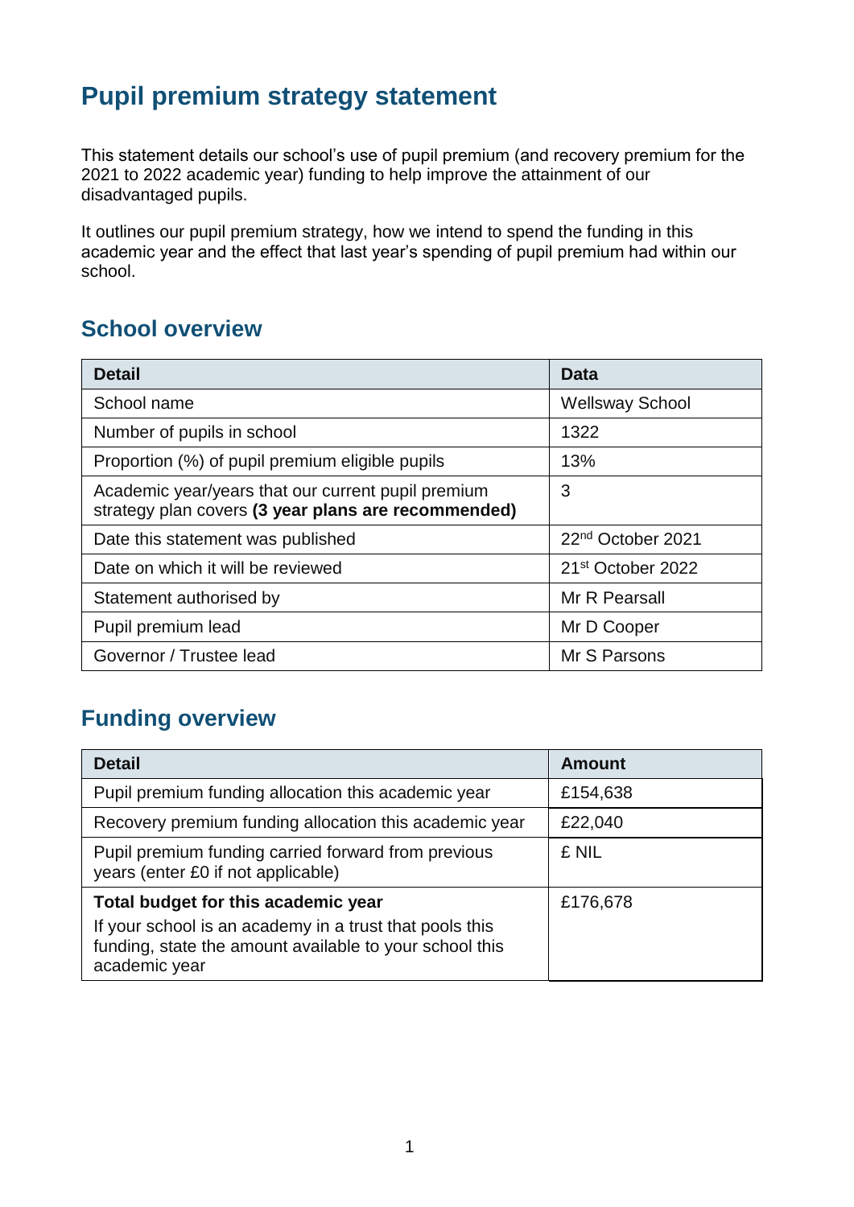# Pupil premium strategy statement

This statement details our school's use of pupil premium (and recovery premium for the 2021 to 2022 academic year) funding to help improve the attainment of our disadvantaged pupils.

It outlines our pupil premium strategy, how we intend to spend the funding in this academic year and the effect that last year's spending of pupil premium had within our school.

## School overview

| Detail | Data |
|---|---|
| School name | Wellsway School |
| Number of pupils in school | 1322 |
| Proportion (%) of pupil premium eligible pupils | 13% |
| Academic year/years that our current pupil premium strategy plan covers **(3 year plans are recommended)** | 3 |
| Date this statement was published | 22nd October 2021 |
| Date on which it will be reviewed | 21st October 2022 |
| Statement authorised by | Mr R Pearsall |
| Pupil premium lead | Mr D Cooper |
| Governor / Trustee lead | Mr S Parsons |

## Funding overview

| Detail | Amount |
|---|---|
| Pupil premium funding allocation this academic year | £154,638 |
| Recovery premium funding allocation this academic year | £22,040 |
| Pupil premium funding carried forward from previous years (enter £0 if not applicable) | £ NIL |
| **Total budget for this academic year** If your school is an academy in a trust that pools this funding, state the amount available to your school this academic year | £176,678 |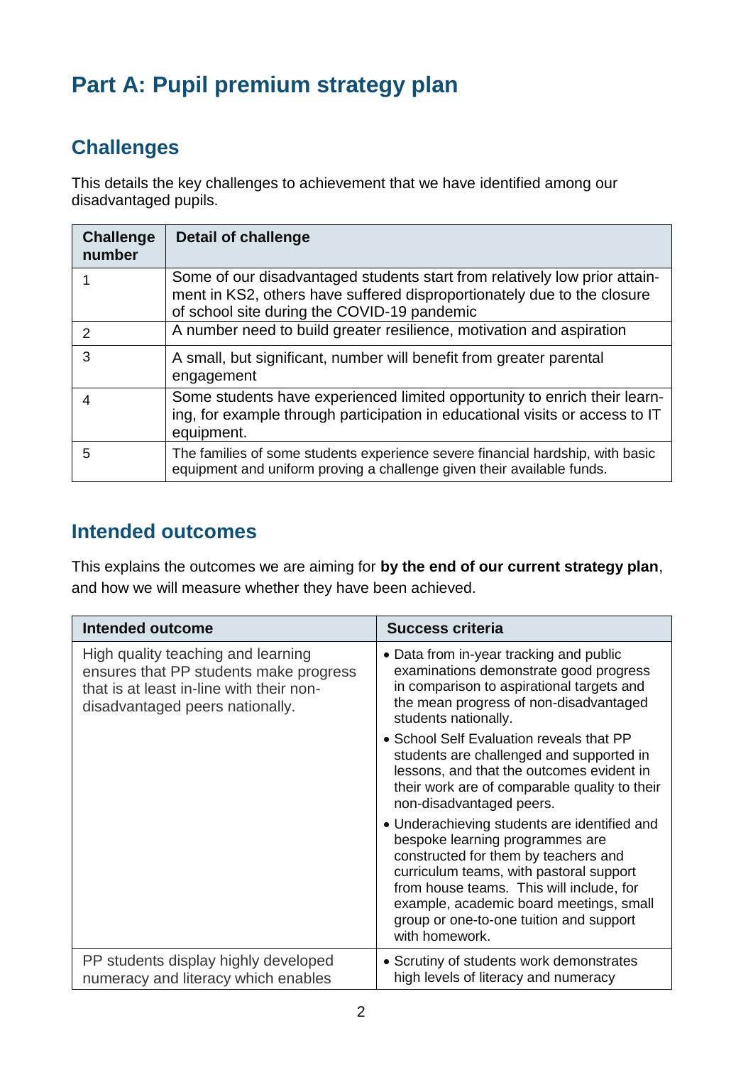# Part A: Pupil premium strategy plan

## Challenges

This details the key challenges to achievement that we have identified among our disadvantaged pupils.

| Challenge number | Detail of challenge |
|---|---|
| 1 | Some of our disadvantaged students start from relatively low prior attainment in KS2, others have suffered disproportionately due to the closure of school site during the COVID-19 pandemic |
| 2 | A number need to build greater resilience, motivation and aspiration |
| 3 | A small, but significant, number will benefit from greater parental engagement |
| 4 | Some students have experienced limited opportunity to enrich their learning, for example through participation in educational visits or access to IT equipment. |
| 5 | The families of some students experience severe financial hardship, with basic equipment and uniform proving a challenge given their available funds. |

## Intended outcomes

This explains the outcomes we are aiming for **by the end of our current strategy plan**, and how we will measure whether they have been achieved.

| Intended outcome | Success criteria |
|---|---|
| High quality teaching and learning ensures that PP students make progress that is at least in-line with their non-disadvantaged peers nationally. | • Data from in-year tracking and public examinations demonstrate good progress in comparison to aspirational targets and the mean progress of non-disadvantaged students nationally.<br>• School Self Evaluation reveals that PP students are challenged and supported in lessons, and that the outcomes evident in their work are of comparable quality to their non-disadvantaged peers.<br>• Underachieving students are identified and bespoke learning programmes are constructed for them by teachers and curriculum teams, with pastoral support from house teams. This will include, for example, academic board meetings, small group or one-to-one tuition and support with homework. |
| PP students display highly developed numeracy and literacy which enables | • Scrutiny of students work demonstrates high levels of literacy and numeracy |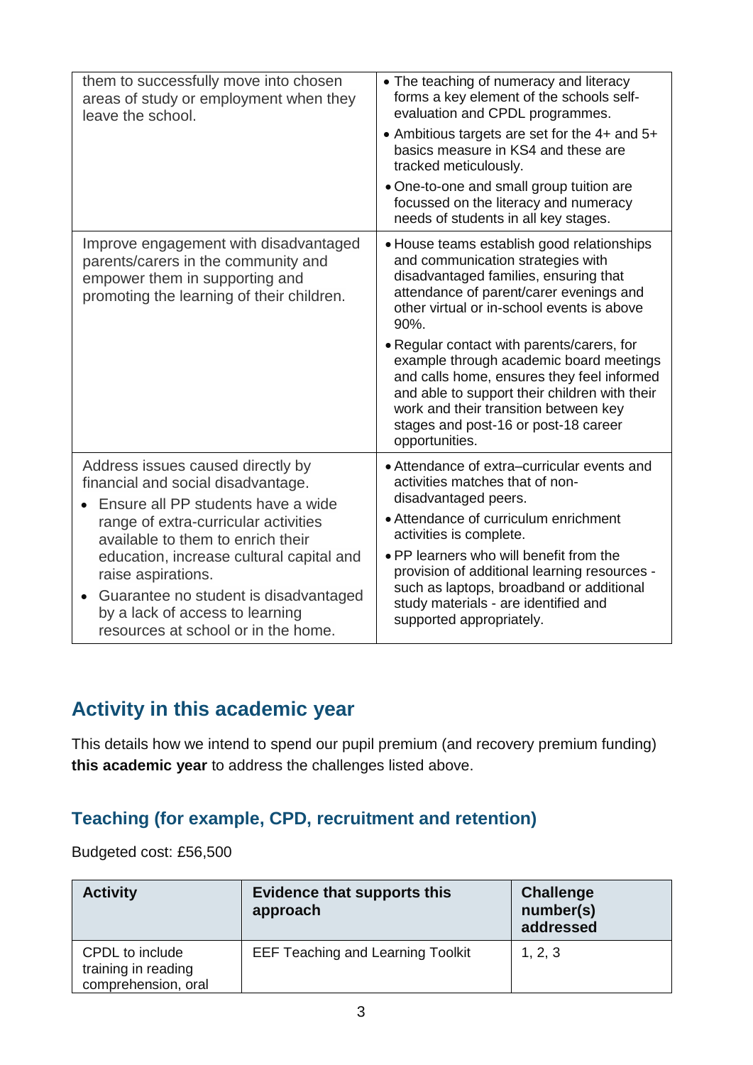| | |
|---|---|
| them to successfully move into chosen areas of study or employment when they leave the school. | • The teaching of numeracy and literacy forms a key element of the schools self-evaluation and CPDL programmes.<br>• Ambitious targets are set for the 4+ and 5+ basics measure in KS4 and these are tracked meticulously.<br>• One-to-one and small group tuition are focussed on the literacy and numeracy needs of students in all key stages. |
| Improve engagement with disadvantaged parents/carers in the community and empower them in supporting and promoting the learning of their children. | • House teams establish good relationships and communication strategies with disadvantaged families, ensuring that attendance of parent/carer evenings and other virtual or in-school events is above 90%.<br>• Regular contact with parents/carers, for example through academic board meetings and calls home, ensures they feel informed and able to support their children with their work and their transition between key stages and post-16 or post-18 career opportunities. |
| Address issues caused directly by financial and social disadvantage.<br>• Ensure all PP students have a wide range of extra-curricular activities available to them to enrich their education, increase cultural capital and raise aspirations.<br>• Guarantee no student is disadvantaged by a lack of access to learning resources at school or in the home. | • Attendance of extra–curricular events and activities matches that of non-disadvantaged peers.<br>• Attendance of curriculum enrichment activities is complete.<br>• PP learners who will benefit from the provision of additional learning resources - such as laptops, broadband or additional study materials - are identified and supported appropriately. |

## Activity in this academic year

This details how we intend to spend our pupil premium (and recovery premium funding) **this academic year** to address the challenges listed above.

### Teaching (for example, CPD, recruitment and retention)

Budgeted cost: £56,500

| Activity | Evidence that supports this approach | Challenge number(s) addressed |
|---|---|---|
| CPDL to include training in reading comprehension, oral | EEF Teaching and Learning Toolkit | 1, 2, 3 |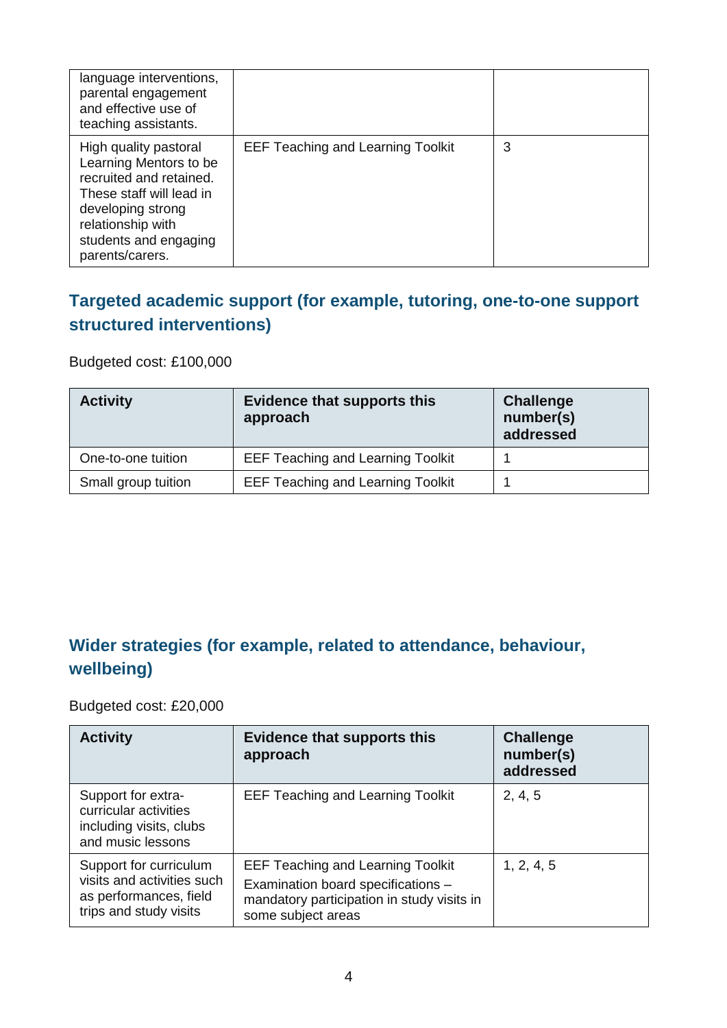| | | |
|---|---|---|
| language interventions, parental engagement and effective use of teaching assistants. | | |
| High quality pastoral Learning Mentors to be recruited and retained. These staff will lead in developing strong relationship with students and engaging parents/carers. | EEF Teaching and Learning Toolkit | 3 |

## Targeted academic support (for example, tutoring, one-to-one support structured interventions)

Budgeted cost: £100,000

| Activity | Evidence that supports this approach | Challenge number(s) addressed |
|---|---|---|
| One-to-one tuition | EEF Teaching and Learning Toolkit | 1 |
| Small group tuition | EEF Teaching and Learning Toolkit | 1 |

## Wider strategies (for example, related to attendance, behaviour, wellbeing)

Budgeted cost: £20,000

| Activity | Evidence that supports this approach | Challenge number(s) addressed |
|---|---|---|
| Support for extra-curricular activities including visits, clubs and music lessons | EEF Teaching and Learning Toolkit | 2, 4, 5 |
| Support for curriculum visits and activities such as performances, field trips and study visits | EEF Teaching and Learning Toolkit<br>Examination board specifications – mandatory participation in study visits in some subject areas | 1, 2, 4, 5 |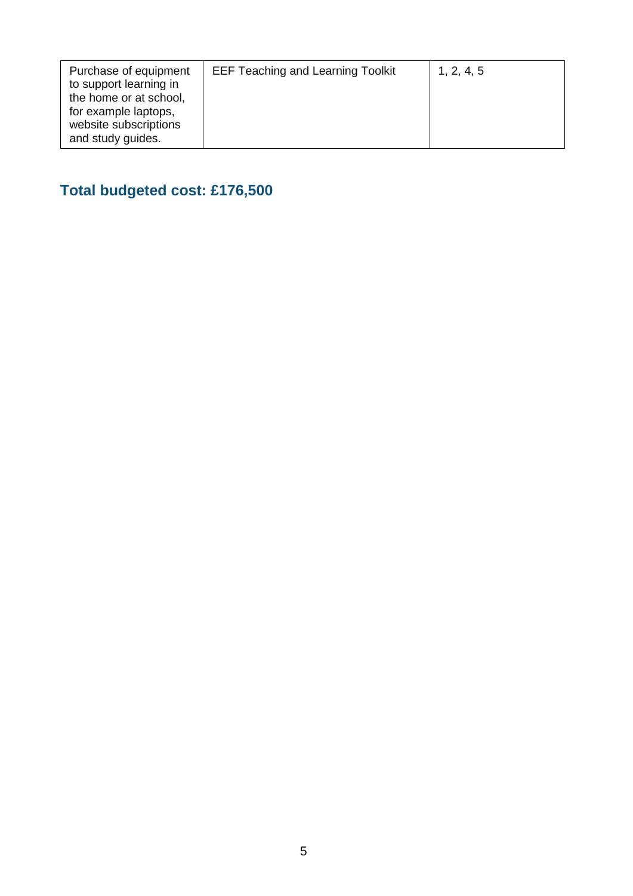| | | |
|---|---|---|
| Purchase of equipment to support learning in the home or at school, for example laptops, website subscriptions and study guides. | EEF Teaching and Learning Toolkit | 1, 2, 4, 5 |

## Total budgeted cost: £176,500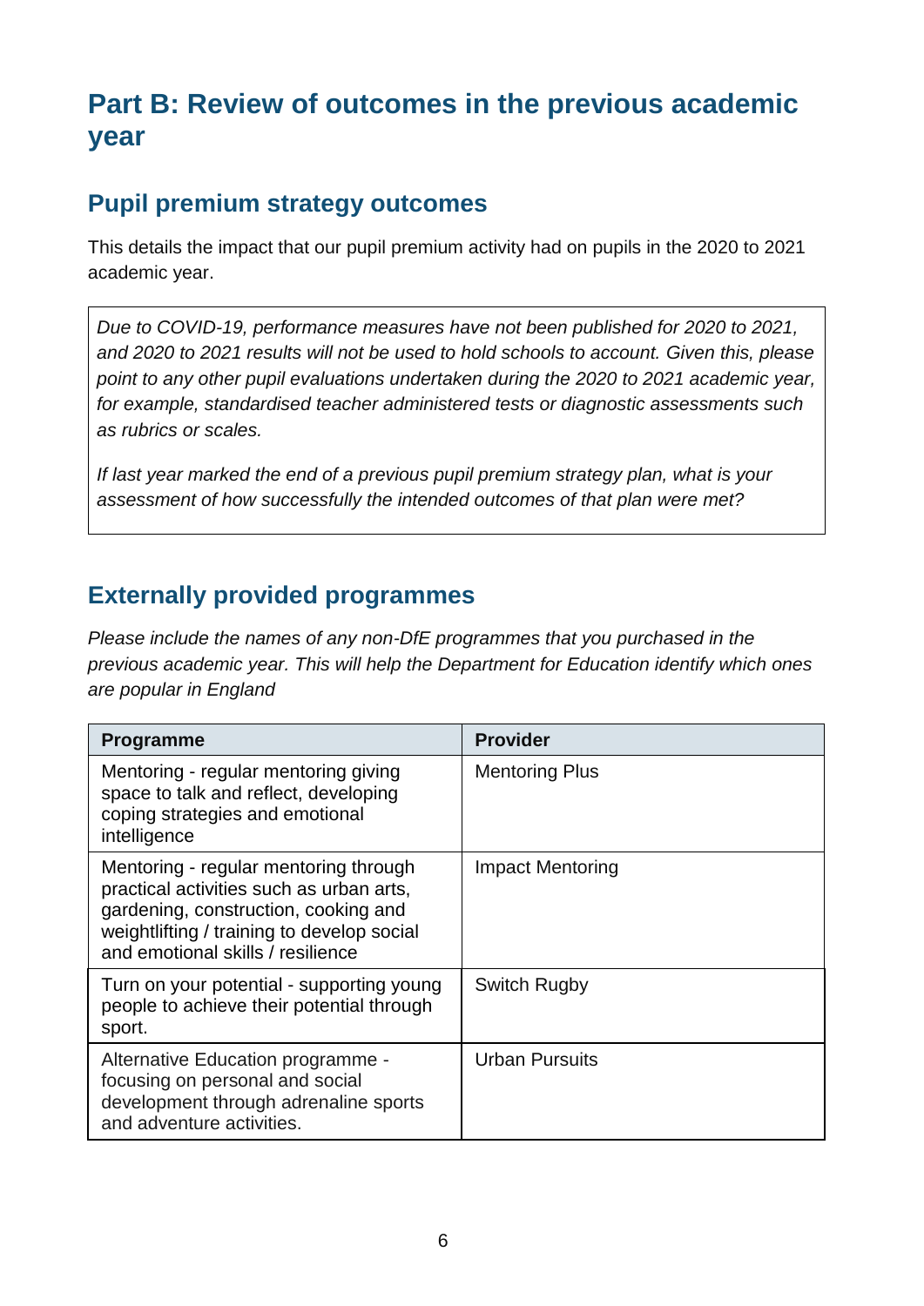# Part B: Review of outcomes in the previous academic year

## Pupil premium strategy outcomes

This details the impact that our pupil premium activity had on pupils in the 2020 to 2021 academic year.

| |
|---|
| *Due to COVID-19, performance measures have not been published for 2020 to 2021, and 2020 to 2021 results will not be used to hold schools to account. Given this, please point to any other pupil evaluations undertaken during the 2020 to 2021 academic year, for example, standardised teacher administered tests or diagnostic assessments such as rubrics or scales.*<br><br>*If last year marked the end of a previous pupil premium strategy plan, what is your assessment of how successfully the intended outcomes of that plan were met?* |

## Externally provided programmes

*Please include the names of any non-DfE programmes that you purchased in the previous academic year. This will help the Department for Education identify which ones are popular in England*

| Programme | Provider |
|---|---|
| Mentoring - regular mentoring giving space to talk and reflect, developing coping strategies and emotional intelligence | Mentoring Plus |
| Mentoring - regular mentoring through practical activities such as urban arts, gardening, construction, cooking and weightlifting / training to develop social and emotional skills / resilience | Impact Mentoring |
| Turn on your potential - supporting young people to achieve their potential through sport. | Switch Rugby |
| Alternative Education programme - focusing on personal and social development through adrenaline sports and adventure activities. | Urban Pursuits |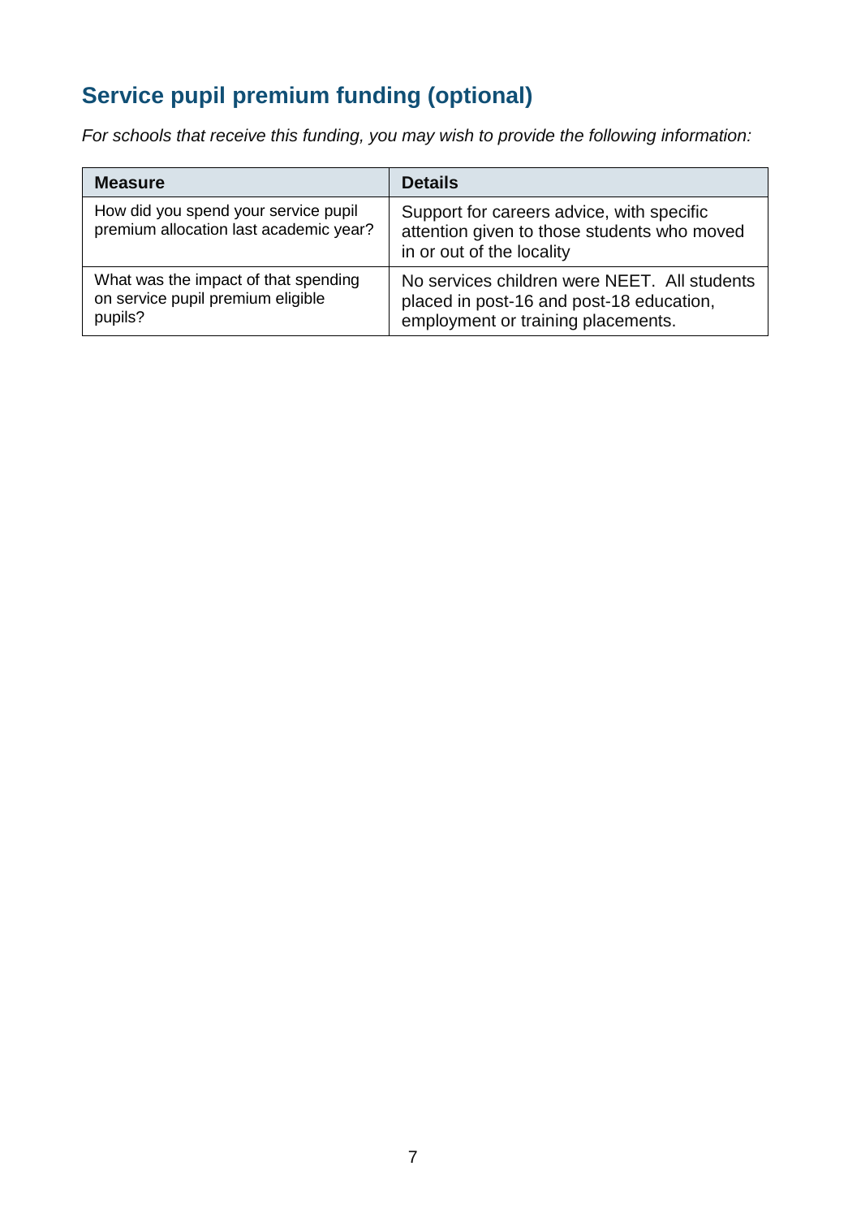## Service pupil premium funding (optional)

*For schools that receive this funding, you may wish to provide the following information:*

| Measure | Details |
| --- | --- |
| How did you spend your service pupil premium allocation last academic year? | Support for careers advice, with specific attention given to those students who moved in or out of the locality |
| What was the impact of that spending on service pupil premium eligible pupils? | No services children were NEET.  All students placed in post-16 and post-18 education, employment or training placements. |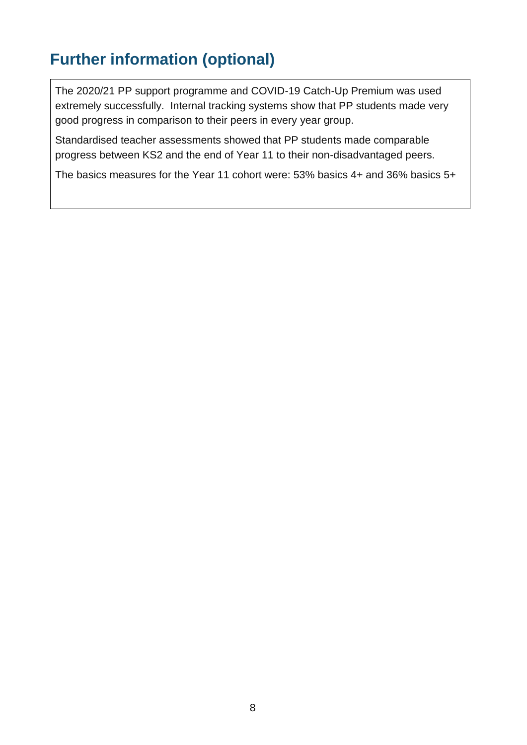## Further information (optional)

The 2020/21 PP support programme and COVID-19 Catch-Up Premium was used extremely successfully. Internal tracking systems show that PP students made very good progress in comparison to their peers in every year group.

Standardised teacher assessments showed that PP students made comparable progress between KS2 and the end of Year 11 to their non-disadvantaged peers.

The basics measures for the Year 11 cohort were: 53% basics 4+ and 36% basics 5+